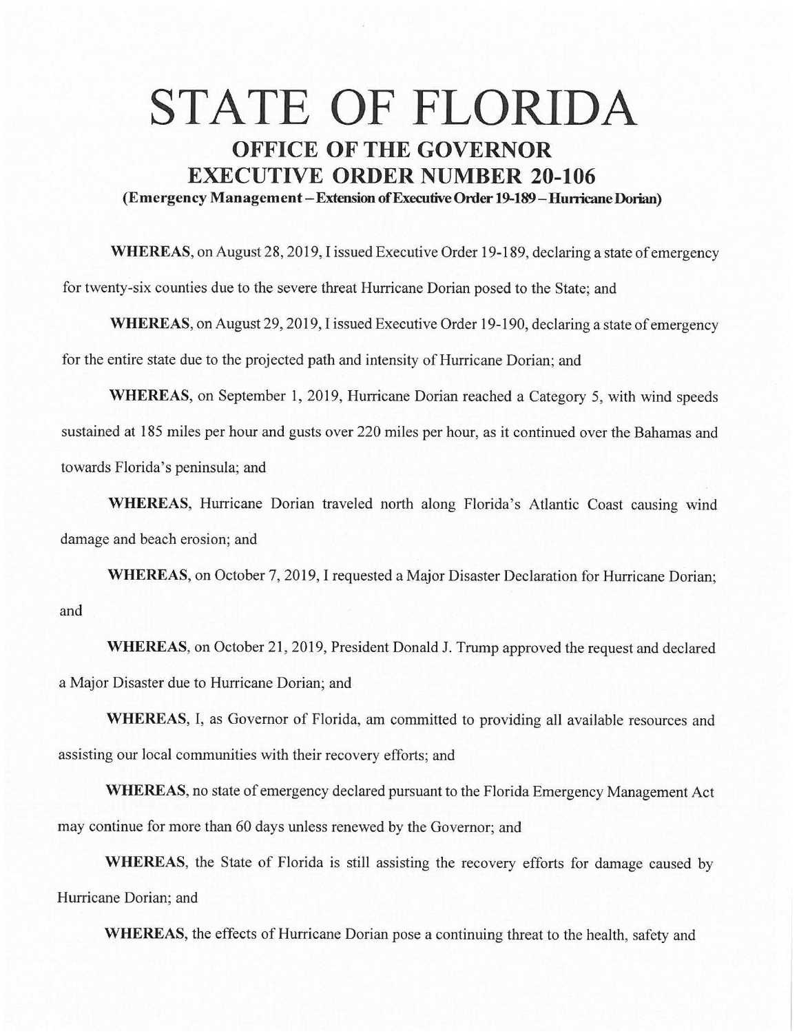# STATE OF FLORIDA

## OFFICE OF THE GOVERNOR
## EXECUTIVE ORDER NUMBER 20-106

**(Emergency Management – Extension of Executive Order 19-189 – Hurricane Dorian)**

**WHEREAS**, on August 28, 2019, I issued Executive Order 19-189, declaring a state of emergency for twenty-six counties due to the severe threat Hurricane Dorian posed to the State; and

**WHEREAS**, on August 29, 2019, I issued Executive Order 19-190, declaring a state of emergency for the entire state due to the projected path and intensity of Hurricane Dorian; and

**WHEREAS**, on September 1, 2019, Hurricane Dorian reached a Category 5, with wind speeds sustained at 185 miles per hour and gusts over 220 miles per hour, as it continued over the Bahamas and towards Florida's peninsula; and

**WHEREAS**, Hurricane Dorian traveled north along Florida's Atlantic Coast causing wind damage and beach erosion; and

**WHEREAS**, on October 7, 2019, I requested a Major Disaster Declaration for Hurricane Dorian; and

**WHEREAS**, on October 21, 2019, President Donald J. Trump approved the request and declared a Major Disaster due to Hurricane Dorian; and

**WHEREAS**, I, as Governor of Florida, am committed to providing all available resources and assisting our local communities with their recovery efforts; and

**WHEREAS**, no state of emergency declared pursuant to the Florida Emergency Management Act may continue for more than 60 days unless renewed by the Governor; and

**WHEREAS**, the State of Florida is still assisting the recovery efforts for damage caused by Hurricane Dorian; and

**WHEREAS**, the effects of Hurricane Dorian pose a continuing threat to the health, safety and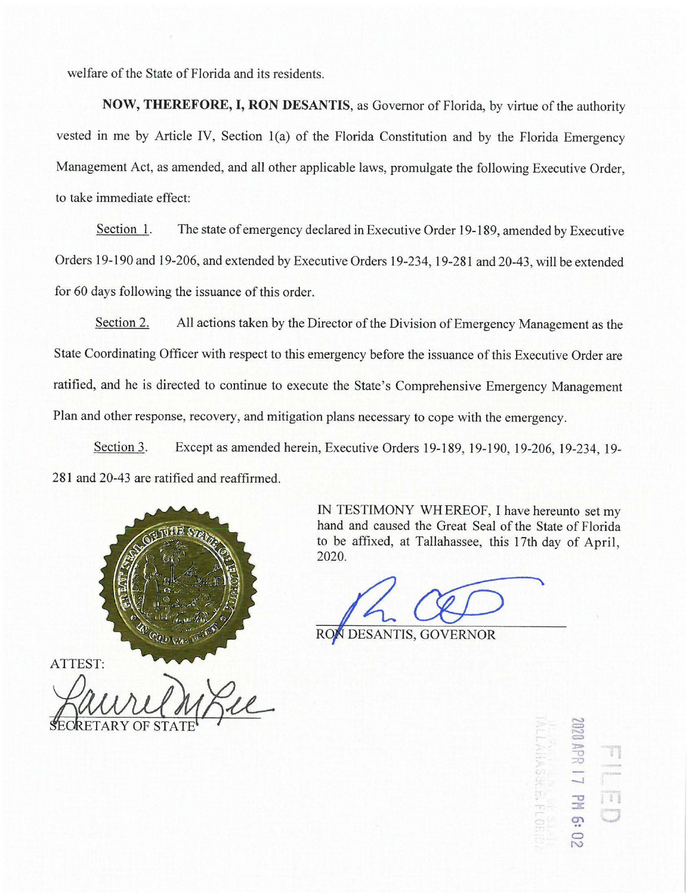welfare of the State of Florida and its residents.

**NOW, THEREFORE, I, RON DESANTIS**, as Governor of Florida, by virtue of the authority vested in me by Article IV, Section 1(a) of the Florida Constitution and by the Florida Emergency Management Act, as amended, and all other applicable laws, promulgate the following Executive Order, to take immediate effect:

Section 1. The state of emergency declared in Executive Order 19-189, amended by Executive Orders 19-190 and 19-206, and extended by Executive Orders 19-234, 19-281 and 20-43, will be extended for 60 days following the issuance of this order.

Section 2. All actions taken by the Director of the Division of Emergency Management as the State Coordinating Officer with respect to this emergency before the issuance of this Executive Order are ratified, and he is directed to continue to execute the State's Comprehensive Emergency Management Plan and other response, recovery, and mitigation plans necessary to cope with the emergency.

Section 3. Except as amended herein, Executive Orders 19-189, 19-190, 19-206, 19-234, 19-281 and 20-43 are ratified and reaffirmed.

IN TESTIMONY WHEREOF, I have hereunto set my hand and caused the Great Seal of the State of Florida to be affixed, at Tallahassee, this 17th day of April, 2020.

RON DESANTIS, GOVERNOR

ATTEST:

SECRETARY OF STATE

FILED

2020 APR 17 PM 6:02

TALLAHASSEE, FLORIDA